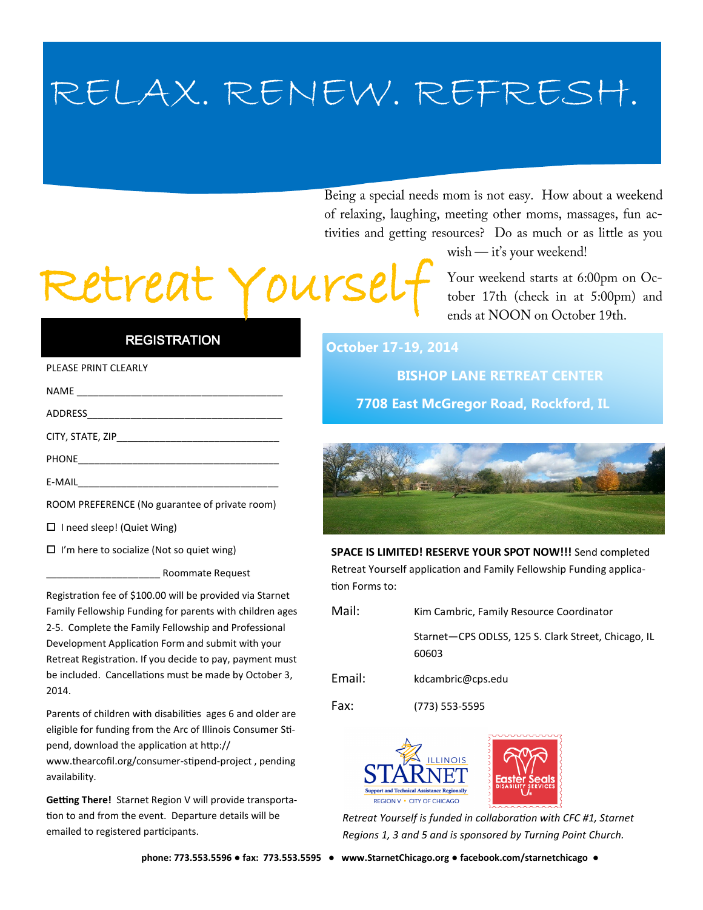# RELAX. RENEW. REFRESH.

Being a special needs mom is not easy. How about a weekend of relaxing, laughing, meeting other moms, massages, fun activities and getting resources? Do as much or as little as you wish — it's your weekend!

# Retreat Yourself

Your weekend starts at 6:00pm on October 17th (check in at 5:00pm) and ends at NOON on October 19th.

## REGISTRATION

PLEASE PRINT CLEARLY

NAME ______________________________________

ADDRESS____________________________________

CITY, STATE, ZIP______________________________

PHONE______________________________________

E-MAIL______________________________________

ROOM PREFERENCE (No guarantee of private room)

☐ I need sleep! (Quiet Wing)

☐ I'm here to socialize (Not so quiet wing)

_____________________ Roommate Request

Registration fee of $100.00 will be provided via Starnet Family Fellowship Funding for parents with children ages 2-5. Complete the Family Fellowship and Professional Development Application Form and submit with your Retreat Registration. If you decide to pay, payment must be included. Cancellations must be made by October 3, 2014.

Parents of children with disabilities ages 6 and older are eligible for funding from the Arc of Illinois Consumer Stipend, download the application at http://www.thearcofil.org/consumer-stipend-project , pending availability.

**Getting There!** Starnet Region V will provide transportation to and from the event. Departure details will be emailed to registered participants.

**October 17-19, 2014**

**BISHOP LANE RETREAT CENTER**

**7708 East McGregor Road, Rockford, IL**

**SPACE IS LIMITED! RESERVE YOUR SPOT NOW!!!** Send completed Retreat Yourself application and Family Fellowship Funding application Forms to:

Mail: Kim Cambric, Family Resource Coordinator
Starnet—CPS ODLSS, 125 S. Clark Street, Chicago, IL 60603

Email: kdcambric@cps.edu

Fax: (773) 553-5595

ILLINOIS STARNET — Support and Technical Assistance Regionally — REGION V • CITY OF CHICAGO

Easter Seals Disability Services

*Retreat Yourself is funded in collaboration with CFC #1, Starnet Regions 1, 3 and 5 and is sponsored by Turning Point Church.*

**phone: 773.553.5596 • fax: 773.553.5595 • www.StarnetChicago.org • facebook.com/starnetchicago •**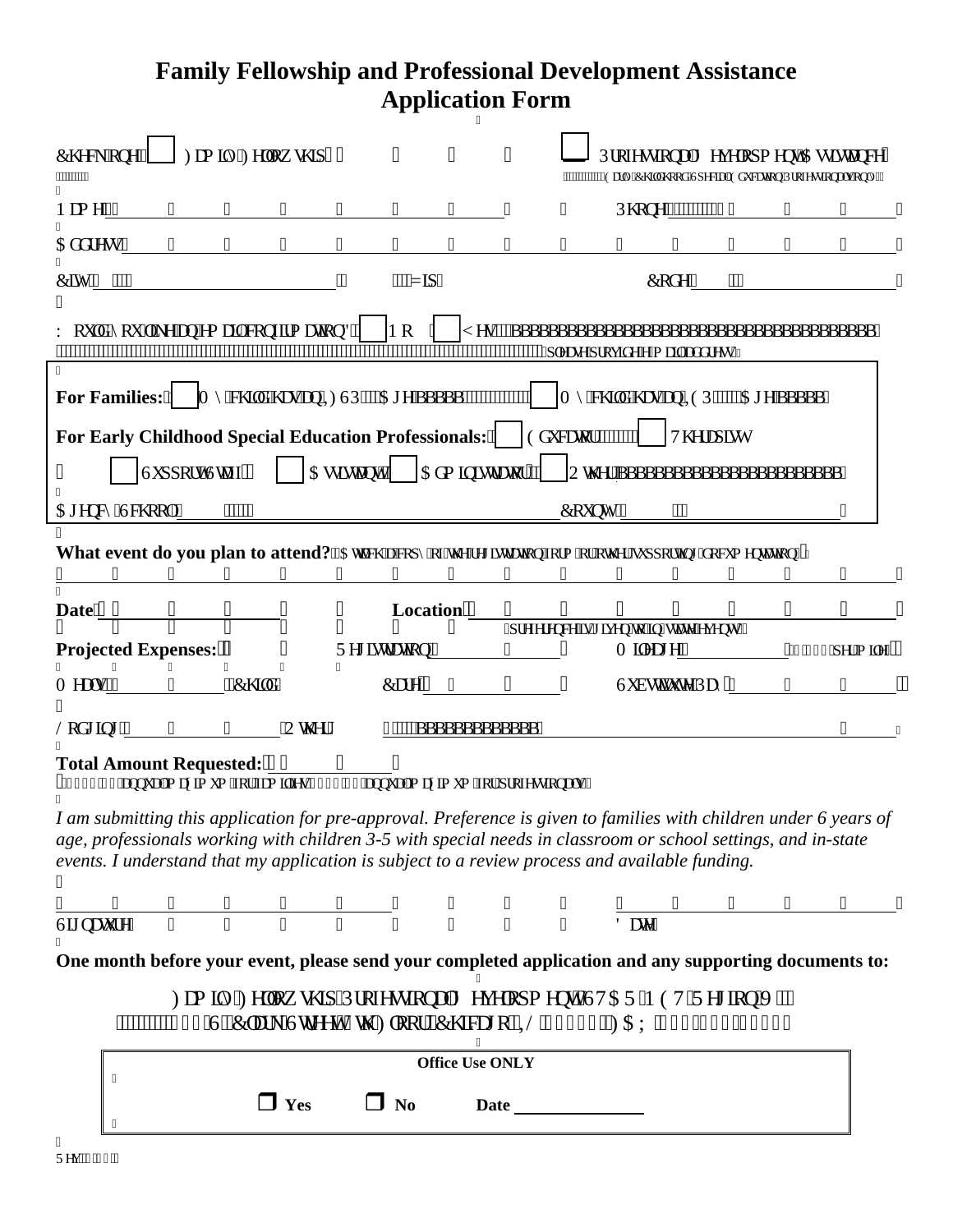# Family Fellowship and Professional Development Assistance Application Form

Check one: ☐ Family Fellowship ☐ Professional Development Assistance
(Early Childhood Special Education Professionals only)

Name ______________________________________ Phone ____________________

Address ____________________________________________________________

City ______________________ Zip __________ Code ____________________

Would you like an email confirmation? ☐ No ☐ Yes ____________________________________
(please provide email address)

**For Families:** ☐ My child has an IFSP Age ______ ☐ My child has an IEP Age ______

**For Early Childhood Special Education Professionals:** ☐ Educator ☐ Therapist

☐ Support Staff ☐ Assistant ☐ Administrator ☐ Other ______________________

Agency/School ____________________________ County ____________________

**What event do you plan to attend?** (Attach a copy of the registration form or other supporting documentation)

____________________________________________________________________

**Date** ______________________ **Location** ______________________________
(preference is given to in-state events)

**Projected Expenses:** Registration __________ Mileage __________ (per mile)

Meals __________ Child Care __________ Substitute Pay __________

Lodging __________ Other ______________________________________________

**Total Amount Requested:** __________
(annual maximum for families) (annual maximum for professionals)

*I am submitting this application for pre-approval. Preference is given to families with children under 6 years of age, professionals working with children 3-5 with special needs in classroom or school settings, and in-state events. I understand that my application is subject to a review process and available funding.*

______________________________________ ______________________
Signature Date

**One month before your event, please send your completed application and any supporting documents to:**

Family Fellowship/Professional Development/STARNET Region V
S. Clark Street, Third Floor, Chicago, IL FAX

| Office Use ONLY |
| --- |
| ❒ Yes ❒ No Date ____________ |

Rev.